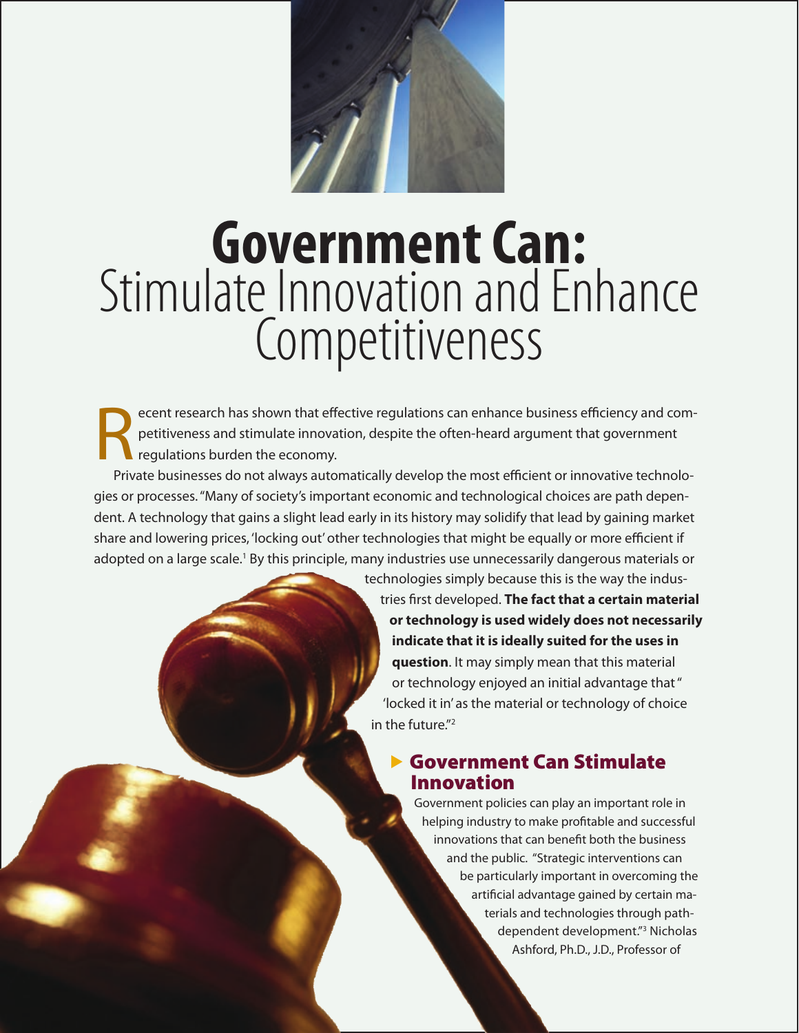# Government Can: Stimulate Innovation and Enhance Competitiveness

Recent research has shown that effective regulations can enhance business efficiency and competitiveness and stimulate innovation, despite the often-heard argument that government regulations burden the economy.

Private businesses do not always automatically develop the most efficient or innovative technologies or processes. "Many of society's important economic and technological choices are path dependent. A technology that gains a slight lead early in its history may solidify that lead by gaining market share and lowering prices, 'locking out' other technologies that might be equally or more efficient if adopted on a large scale.[1] By this principle, many industries use unnecessarily dangerous materials or technologies simply because this is the way the industries first developed. **The fact that a certain material or technology is used widely does not necessarily indicate that it is ideally suited for the uses in question**. It may simply mean that this material or technology enjoyed an initial advantage that " 'locked it in' as the material or technology of choice in the future."[2]

## Government Can Stimulate Innovation

Government policies can play an important role in helping industry to make profitable and successful innovations that can benefit both the business and the public. "Strategic interventions can be particularly important in overcoming the artificial advantage gained by certain materials and technologies through path-dependent development."[3] Nicholas Ashford, Ph.D., J.D., Professor of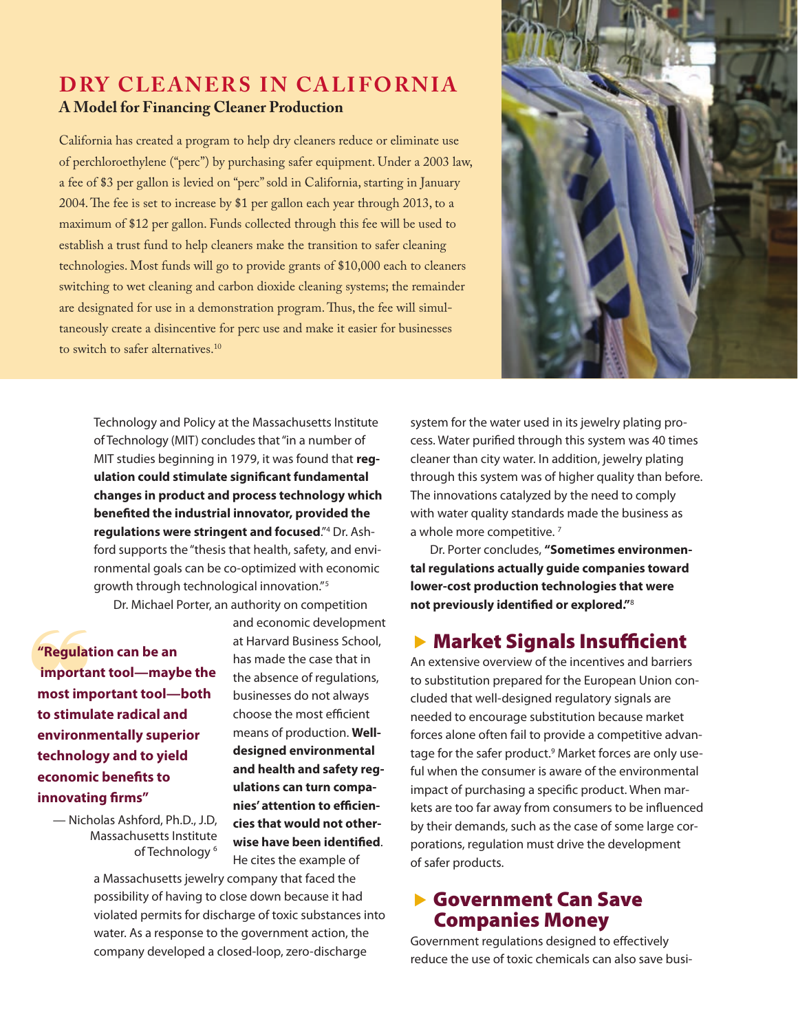## DRY CLEANERS IN CALIFORNIA

### A Model for Financing Cleaner Production

California has created a program to help dry cleaners reduce or eliminate use of perchloroethylene ("perc") by purchasing safer equipment. Under a 2003 law, a fee of $3 per gallon is levied on "perc" sold in California, starting in January 2004. The fee is set to increase by $1 per gallon each year through 2013, to a maximum of $12 per gallon. Funds collected through this fee will be used to establish a trust fund to help cleaners make the transition to safer cleaning technologies. Most funds will go to provide grants of $10,000 each to cleaners switching to wet cleaning and carbon dioxide cleaning systems; the remainder are designated for use in a demonstration program. Thus, the fee will simultaneously create a disincentive for perc use and make it easier for businesses to switch to safer alternatives.[10]

Technology and Policy at the Massachusetts Institute of Technology (MIT) concludes that "in a number of MIT studies beginning in 1979, it was found that **regulation could stimulate significant fundamental changes in product and process technology which benefited the industrial innovator, provided the regulations were stringent and focused**."[4] Dr. Ashford supports the "thesis that health, safety, and environmental goals can be co-optimized with economic growth through technological innovation."[5]

Dr. Michael Porter, an authority on competition and economic development at Harvard Business School, has made the case that in the absence of regulations, businesses do not always choose the most efficient means of production. **Well-designed environmental and health and safety regulations can turn companies' attention to efficiencies that would not otherwise have been identified**. He cites the example of a Massachusetts jewelry company that faced the possibility of having to close down because it had violated permits for discharge of toxic substances into water. As a response to the government action, the company developed a closed-loop, zero-discharge system for the water used in its jewelry plating process. Water purified through this system was 40 times cleaner than city water. In addition, jewelry plating through this system was of higher quality than before. The innovations catalyzed by the need to comply with water quality standards made the business as a whole more competitive.[7]

> **"Regulation can be an important tool—maybe the most important tool—both to stimulate radical and environmentally superior technology and to yield economic benefits to innovating firms"**
>
> — Nicholas Ashford, Ph.D., J.D, Massachusetts Institute of Technology[6]

Dr. Porter concludes, **"Sometimes environmental regulations actually guide companies toward lower-cost production technologies that were not previously identified or explored."**[8]

## Market Signals Insufficient

An extensive overview of the incentives and barriers to substitution prepared for the European Union concluded that well-designed regulatory signals are needed to encourage substitution because market forces alone often fail to provide a competitive advantage for the safer product.[9] Market forces are only useful when the consumer is aware of the environmental impact of purchasing a specific product. When markets are too far away from consumers to be influenced by their demands, such as the case of some large corporations, regulation must drive the development of safer products.

## Government Can Save Companies Money

Government regulations designed to effectively reduce the use of toxic chemicals can also save busi-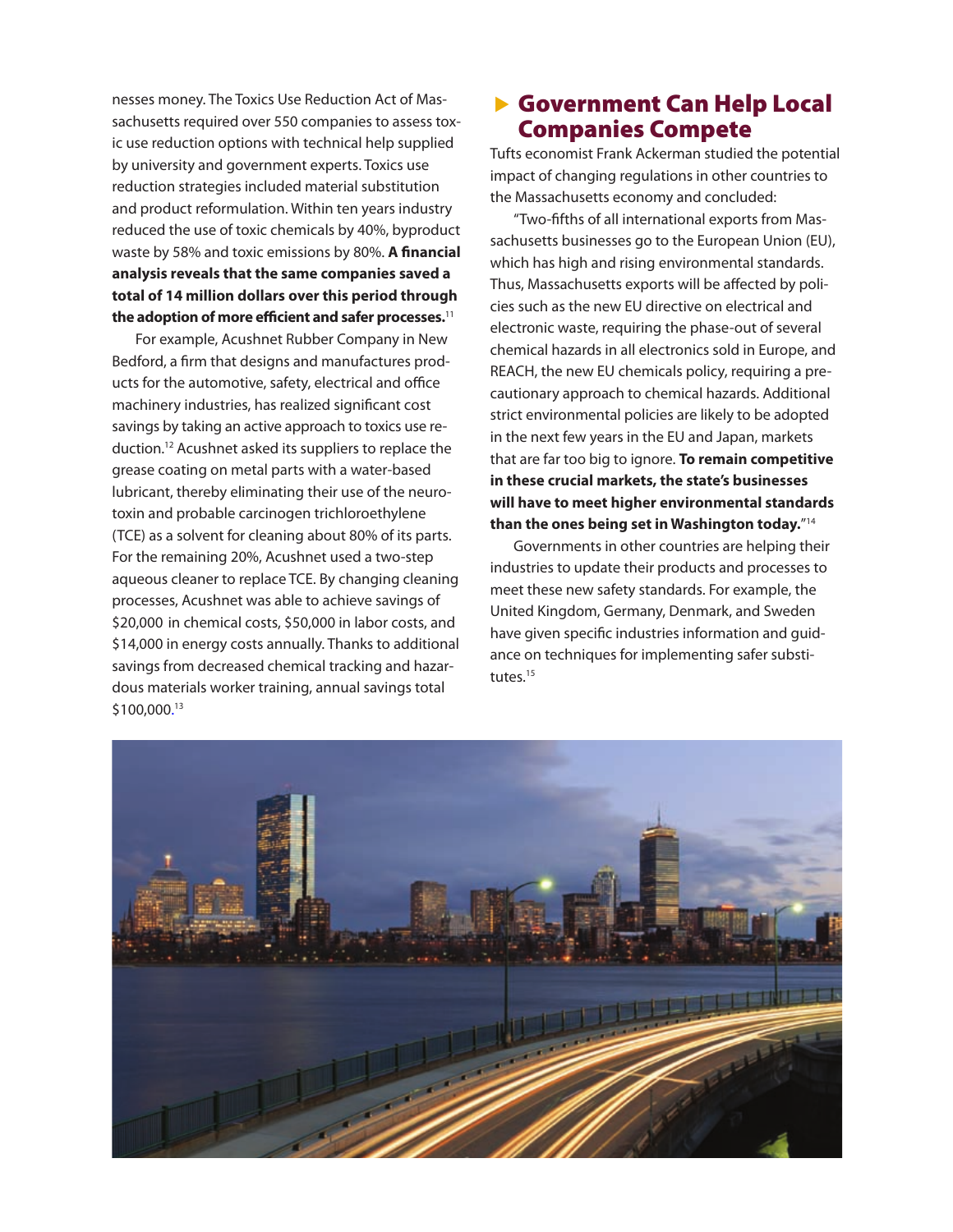nesses money. The Toxics Use Reduction Act of Massachusetts required over 550 companies to assess toxic use reduction options with technical help supplied by university and government experts. Toxics use reduction strategies included material substitution and product reformulation. Within ten years industry reduced the use of toxic chemicals by 40%, byproduct waste by 58% and toxic emissions by 80%. **A financial analysis reveals that the same companies saved a total of 14 million dollars over this period through the adoption of more efficient and safer processes.**[11]

For example, Acushnet Rubber Company in New Bedford, a firm that designs and manufactures products for the automotive, safety, electrical and office machinery industries, has realized significant cost savings by taking an active approach to toxics use reduction.[12] Acushnet asked its suppliers to replace the grease coating on metal parts with a water-based lubricant, thereby eliminating their use of the neurotoxin and probable carcinogen trichloroethylene (TCE) as a solvent for cleaning about 80% of its parts. For the remaining 20%, Acushnet used a two-step aqueous cleaner to replace TCE. By changing cleaning processes, Acushnet was able to achieve savings of $20,000 in chemical costs, $50,000 in labor costs, and $14,000 in energy costs annually. Thanks to additional savings from decreased chemical tracking and hazardous materials worker training, annual savings total $100,000.[13]

## Government Can Help Local Companies Compete

Tufts economist Frank Ackerman studied the potential impact of changing regulations in other countries to the Massachusetts economy and concluded:

"Two-fifths of all international exports from Massachusetts businesses go to the European Union (EU), which has high and rising environmental standards. Thus, Massachusetts exports will be affected by policies such as the new EU directive on electrical and electronic waste, requiring the phase-out of several chemical hazards in all electronics sold in Europe, and REACH, the new EU chemicals policy, requiring a precautionary approach to chemical hazards. Additional strict environmental policies are likely to be adopted in the next few years in the EU and Japan, markets that are far too big to ignore. **To remain competitive in these crucial markets, the state's businesses will have to meet higher environmental standards than the ones being set in Washington today.**"[14]

Governments in other countries are helping their industries to update their products and processes to meet these new safety standards. For example, the United Kingdom, Germany, Denmark, and Sweden have given specific industries information and guidance on techniques for implementing safer substitutes.[15]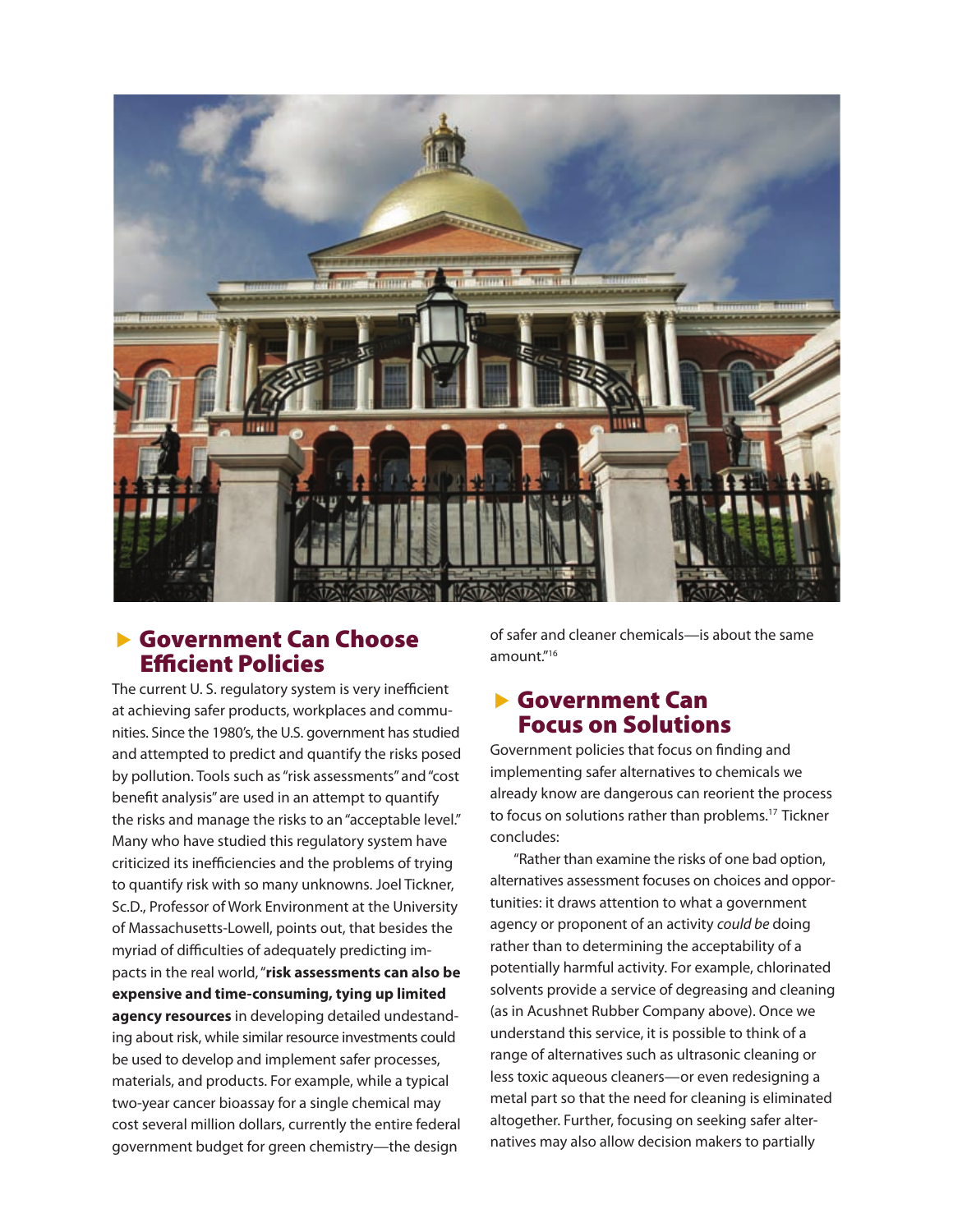## Government Can Choose Efficient Policies

The current U. S. regulatory system is very inefficient at achieving safer products, workplaces and communities. Since the 1980's, the U.S. government has studied and attempted to predict and quantify the risks posed by pollution. Tools such as "risk assessments" and "cost benefit analysis" are used in an attempt to quantify the risks and manage the risks to an "acceptable level." Many who have studied this regulatory system have criticized its inefficiencies and the problems of trying to quantify risk with so many unknowns. Joel Tickner, Sc.D., Professor of Work Environment at the University of Massachusetts-Lowell, points out, that besides the myriad of difficulties of adequately predicting impacts in the real world, "**risk assessments can also be expensive and time-consuming, tying up limited agency resources** in developing detailed understanding about risk, while similar resource investments could be used to develop and implement safer processes, materials, and products. For example, while a typical two-year cancer bioassay for a single chemical may cost several million dollars, currently the entire federal government budget for green chemistry—the design of safer and cleaner chemicals—is about the same amount."[16]

## Government Can Focus on Solutions

Government policies that focus on finding and implementing safer alternatives to chemicals we already know are dangerous can reorient the process to focus on solutions rather than problems.[17] Tickner concludes:

"Rather than examine the risks of one bad option, alternatives assessment focuses on choices and opportunities: it draws attention to what a government agency or proponent of an activity *could be* doing rather than to determining the acceptability of a potentially harmful activity. For example, chlorinated solvents provide a service of degreasing and cleaning (as in Acushnet Rubber Company above). Once we understand this service, it is possible to think of a range of alternatives such as ultrasonic cleaning or less toxic aqueous cleaners—or even redesigning a metal part so that the need for cleaning is eliminated altogether. Further, focusing on seeking safer alternatives may also allow decision makers to partially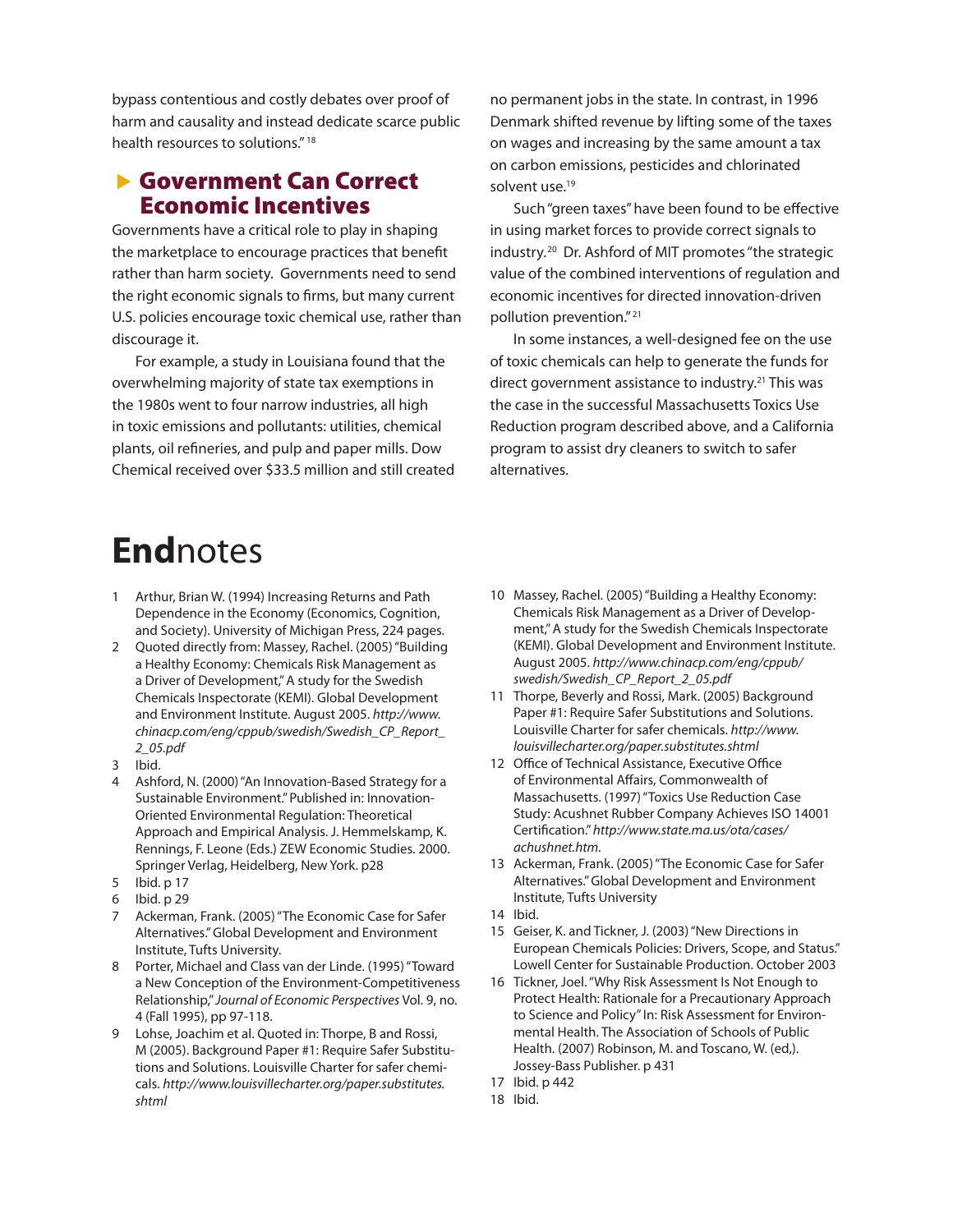bypass contentious and costly debates over proof of harm and causality and instead dedicate scarce public health resources to solutions."[18]

## Government Can Correct Economic Incentives

Governments have a critical role to play in shaping the marketplace to encourage practices that benefit rather than harm society. Governments need to send the right economic signals to firms, but many current U.S. policies encourage toxic chemical use, rather than discourage it.

For example, a study in Louisiana found that the overwhelming majority of state tax exemptions in the 1980s went to four narrow industries, all high in toxic emissions and pollutants: utilities, chemical plants, oil refineries, and pulp and paper mills. Dow Chemical received over $33.5 million and still created no permanent jobs in the state. In contrast, in 1996 Denmark shifted revenue by lifting some of the taxes on wages and increasing by the same amount a tax on carbon emissions, pesticides and chlorinated solvent use.[19]

Such "green taxes" have been found to be effective in using market forces to provide correct signals to industry.[20] Dr. Ashford of MIT promotes "the strategic value of the combined interventions of regulation and economic incentives for directed innovation-driven pollution prevention."[21]

In some instances, a well-designed fee on the use of toxic chemicals can help to generate the funds for direct government assistance to industry.[21] This was the case in the successful Massachusetts Toxics Use Reduction program described above, and a California program to assist dry cleaners to switch to safer alternatives.

# **End**notes

1. Arthur, Brian W. (1994) Increasing Returns and Path Dependence in the Economy (Economics, Cognition, and Society). University of Michigan Press, 224 pages.
2. Quoted directly from: Massey, Rachel. (2005) "Building a Healthy Economy: Chemicals Risk Management as a Driver of Development," A study for the Swedish Chemicals Inspectorate (KEMI). Global Development and Environment Institute. August 2005. *http://www.chinacp.com/eng/cppub/swedish/Swedish_CP_Report_2_05.pdf*
3. Ibid.
4. Ashford, N. (2000) "An Innovation-Based Strategy for a Sustainable Environment." Published in: Innovation-Oriented Environmental Regulation: Theoretical Approach and Empirical Analysis. J. Hemmelskamp, K. Rennings, F. Leone (Eds.) ZEW Economic Studies. 2000. Springer Verlag, Heidelberg, New York. p28
5. Ibid. p 17
6. Ibid. p 29
7. Ackerman, Frank. (2005) "The Economic Case for Safer Alternatives." Global Development and Environment Institute, Tufts University.
8. Porter, Michael and Class van der Linde. (1995) "Toward a New Conception of the Environment-Competitiveness Relationship," *Journal of Economic Perspectives* Vol. 9, no. 4 (Fall 1995), pp 97-118.
9. Lohse, Joachim et al. Quoted in: Thorpe, B and Rossi, M (2005). Background Paper #1: Require Safer Substitutions and Solutions. Louisville Charter for safer chemicals. *http://www.louisvillecharter.org/paper.substitutes.shtml*
10. Massey, Rachel. (2005) "Building a Healthy Economy: Chemicals Risk Management as a Driver of Development," A study for the Swedish Chemicals Inspectorate (KEMI). Global Development and Environment Institute. August 2005. *http://www.chinacp.com/eng/cppub/swedish/Swedish_CP_Report_2_05.pdf*
11. Thorpe, Beverly and Rossi, Mark. (2005) Background Paper #1: Require Safer Substitutions and Solutions. Louisville Charter for safer chemicals. *http://www.louisvillecharter.org/paper.substitutes.shtml*
12. Office of Technical Assistance, Executive Office of Environmental Affairs, Commonwealth of Massachusetts. (1997) "Toxics Use Reduction Case Study: Acushnet Rubber Company Achieves ISO 14001 Certification." *http://www.state.ma.us/ota/cases/achushnet.htm.*
13. Ackerman, Frank. (2005) "The Economic Case for Safer Alternatives." Global Development and Environment Institute, Tufts University
14. Ibid.
15. Geiser, K. and Tickner, J. (2003) "New Directions in European Chemicals Policies: Drivers, Scope, and Status." Lowell Center for Sustainable Production. October 2003
16. Tickner, Joel. "Why Risk Assessment Is Not Enough to Protect Health: Rationale for a Precautionary Approach to Science and Policy" In: Risk Assessment for Environmental Health. The Association of Schools of Public Health. (2007) Robinson, M. and Toscano, W. (ed,). Jossey-Bass Publisher. p 431
17. Ibid. p 442
18. Ibid.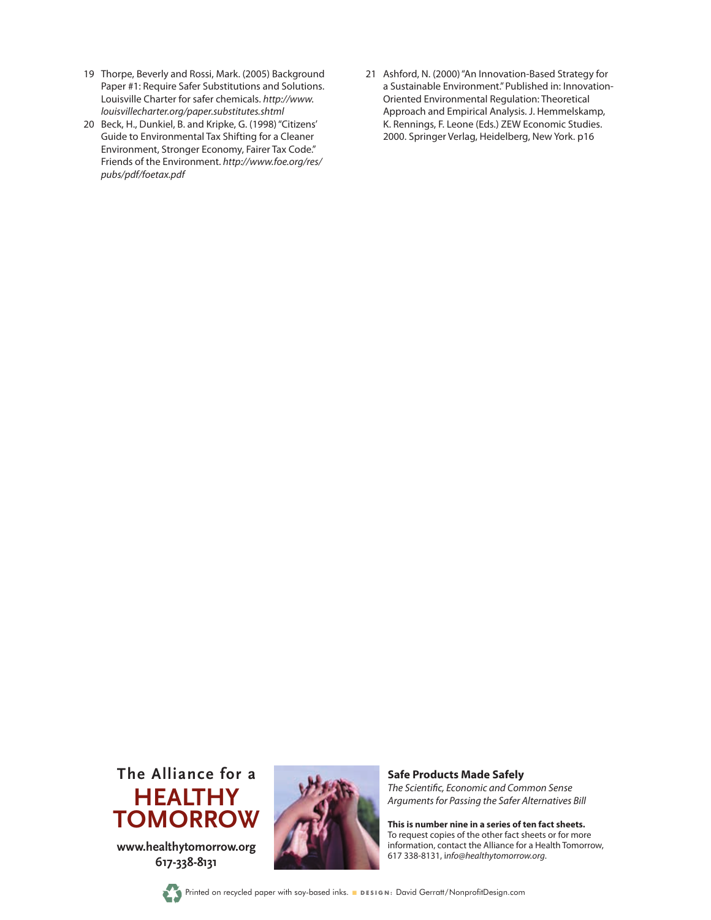19 Thorpe, Beverly and Rossi, Mark. (2005) Background Paper #1: Require Safer Substitutions and Solutions. Louisville Charter for safer chemicals. *http://www.louisvillecharter.org/paper.substitutes.shtml*

20 Beck, H., Dunkiel, B. and Kripke, G. (1998) "Citizens' Guide to Environmental Tax Shifting for a Cleaner Environment, Stronger Economy, Fairer Tax Code." Friends of the Environment. *http://www.foe.org/res/pubs/pdf/foetax.pdf*

21 Ashford, N. (2000) "An Innovation-Based Strategy for a Sustainable Environment." Published in: Innovation-Oriented Environmental Regulation: Theoretical Approach and Empirical Analysis. J. Hemmelskamp, K. Rennings, F. Leone (Eds.) ZEW Economic Studies. 2000. Springer Verlag, Heidelberg, New York. p16

The Alliance for a
**HEALTHY TOMORROW**

**www.healthytomorrow.org**
**617-338-8131**

**Safe Products Made Safely**
*The Scientific, Economic and Common Sense Arguments for Passing the Safer Alternatives Bill*

**This is number nine in a series of ten fact sheets.**
To request copies of the other fact sheets or for more information, contact the Alliance for a Health Tomorrow, 617 338-8131, *info@healthytomorrow.org.*

Printed on recycled paper with soy-based inks. DESIGN: David Gerratt/NonprofitDesign.com